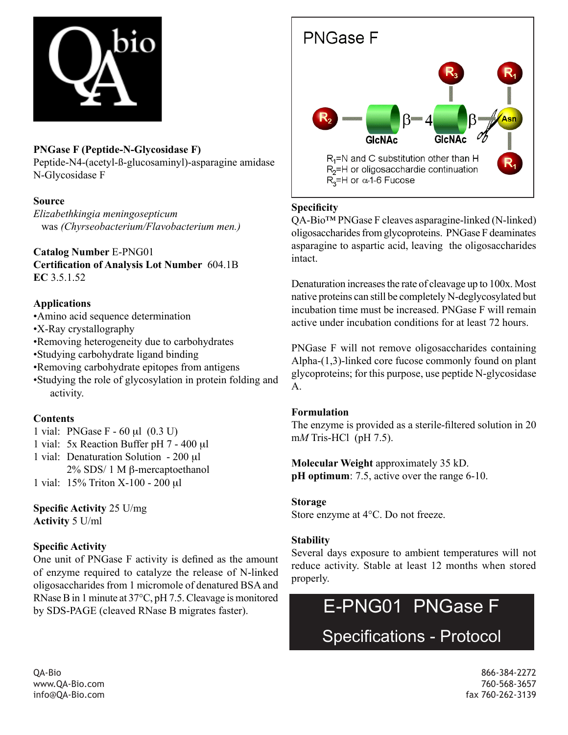**PNGase F (Peptide-N-Glycosidase F)**
Peptide-N4-(acetyl-ß-glucosaminyl)-asparagine amidase
N-Glycosidase F

**Source**
*Elizabethkingia meningosepticum*
was *(Chyrseobacterium/Flavobacterium men.)*

**Catalog Number** E-PNG01
**Certification of Analysis Lot Number** 604.1B
**EC** 3.5.1.52

**Applications**
- Amino acid sequence determination
- X-Ray crystallography
- Removing heterogeneity due to carbohydrates
- Studying carbohydrate ligand binding
- Removing carbohydrate epitopes from antigens
- Studying the role of glycosylation in protein folding and activity.

**Contents**
1 vial: PNGase F - 60 µl (0.3 U)
1 vial: 5x Reaction Buffer pH 7 - 400 µl
1 vial: Denaturation Solution - 200 µl
2% SDS/ 1 M β-mercaptoethanol
1 vial: 15% Triton X-100 - 200 µl

**Specific Activity** 25 U/mg
**Activity** 5 U/ml

**Specific Activity**
One unit of PNGase F activity is defined as the amount of enzyme required to catalyze the release of N-linked oligosaccharides from 1 micromole of denatured BSA and RNase B in 1 minute at 37°C, pH 7.5. Cleavage is monitored by SDS-PAGE (cleaved RNase B migrates faster).

PNGase F

$R_2$ — GlcNAc β—4 GlcNAc β— Asn ($R_3$ on GlcNAc; $R_1$ on Asn)

$R_1$=N and C substitution other than H
$R_2$=H or oligosacchardie continuation
$R_3$=H or α-1-6 Fucose

**Specificity**
QA-Bio™ PNGase F cleaves asparagine-linked (N-linked) oligosaccharides from glycoproteins. PNGase F deaminates asparagine to aspartic acid, leaving the oligosaccharides intact.

Denaturation increases the rate of cleavage up to 100x. Most native proteins can still be completely N-deglycosylated but incubation time must be increased. PNGase F will remain active under incubation conditions for at least 72 hours.

PNGase F will not remove oligosaccharides containing Alpha-(1,3)-linked core fucose commonly found on plant glycoproteins; for this purpose, use peptide N-glycosidase A.

**Formulation**
The enzyme is provided as a sterile-filtered solution in 20 m*M* Tris-HCl (pH 7.5).

**Molecular Weight** approximately 35 kD.
**pH optimum**: 7.5, active over the range 6-10.

**Storage**
Store enzyme at 4°C. Do not freeze.

**Stability**
Several days exposure to ambient temperatures will not reduce activity. Stable at least 12 months when stored properly.

# E-PNG01 PNGase F
## Specifications - Protocol

QA-Bio
www.QA-Bio.com
info@QA-Bio.com

866-384-2272
760-568-3657
fax 760-262-3139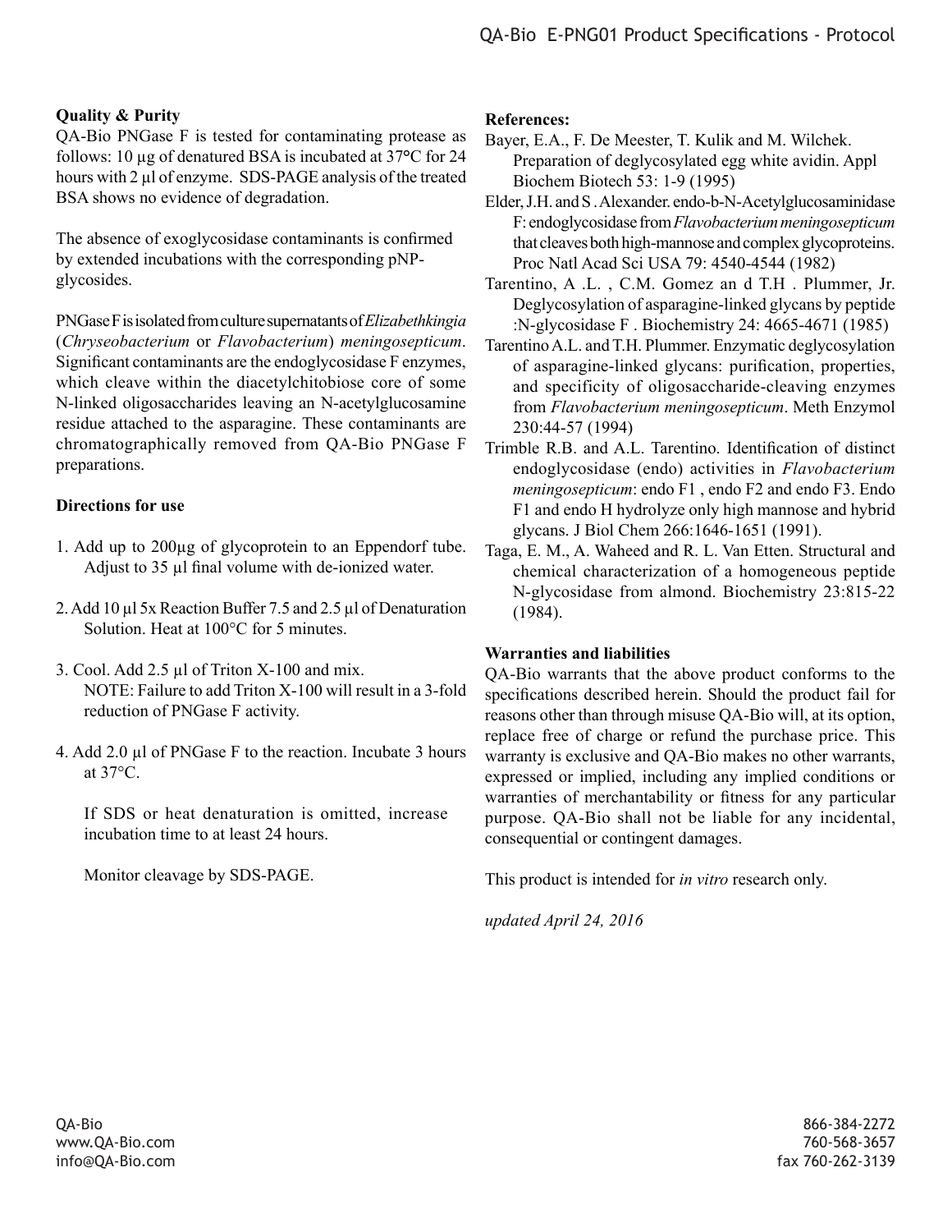**Quality & Purity**

QA-Bio PNGase F is tested for contaminating protease as follows: 10 µg of denatured BSA is incubated at 37°C for 24 hours with 2 µl of enzyme. SDS-PAGE analysis of the treated BSA shows no evidence of degradation.

The absence of exoglycosidase contaminants is confirmed by extended incubations with the corresponding pNP-glycosides.

PNGase F is isolated from culture supernatants of *Elizabethkingia* (*Chryseobacterium* or *Flavobacterium*) *meningosepticum*. Significant contaminants are the endoglycosidase F enzymes, which cleave within the diacetylchitobiose core of some N-linked oligosaccharides leaving an N-acetylglucosamine residue attached to the asparagine. These contaminants are chromatographically removed from QA-Bio PNGase F preparations.

**Directions for use**

1. Add up to 200µg of glycoprotein to an Eppendorf tube. Adjust to 35 µl final volume with de-ionized water.

2. Add 10 µl 5x Reaction Buffer 7.5 and 2.5 µl of Denaturation Solution. Heat at 100°C for 5 minutes.

3. Cool. Add 2.5 µl of Triton X-100 and mix.
   NOTE: Failure to add Triton X-100 will result in a 3-fold reduction of PNGase F activity.

4. Add 2.0 µl of PNGase F to the reaction. Incubate 3 hours at 37°C.

   If SDS or heat denaturation is omitted, increase incubation time to at least 24 hours.

   Monitor cleavage by SDS-PAGE.

**References:**

Bayer, E.A., F. De Meester, T. Kulik and M. Wilchek. Preparation of deglycosylated egg white avidin. Appl Biochem Biotech 53: 1-9 (1995)

Elder, J.H. and S . Alexander. endo-b-N-Acetylglucosaminidase F: endoglycosidase from *Flavobacterium meningosepticum* that cleaves both high-mannose and complex glycoproteins. Proc Natl Acad Sci USA 79: 4540-4544 (1982)

Tarentino, A .L. , C.M. Gomez an d T.H . Plummer, Jr. Deglycosylation of asparagine-linked glycans by peptide :N-glycosidase F . Biochemistry 24: 4665-4671 (1985)

Tarentino A.L. and T.H. Plummer. Enzymatic deglycosylation of asparagine-linked glycans: purification, properties, and specificity of oligosaccharide-cleaving enzymes from *Flavobacterium meningosepticum*. Meth Enzymol 230:44-57 (1994)

Trimble R.B. and A.L. Tarentino. Identification of distinct endoglycosidase (endo) activities in *Flavobacterium meningosepticum*: endo F1 , endo F2 and endo F3. Endo F1 and endo H hydrolyze only high mannose and hybrid glycans. J Biol Chem 266:1646-1651 (1991).

Taga, E. M., A. Waheed and R. L. Van Etten. Structural and chemical characterization of a homogeneous peptide N-glycosidase from almond. Biochemistry 23:815-22 (1984).

**Warranties and liabilities**

QA-Bio warrants that the above product conforms to the specifications described herein. Should the product fail for reasons other than through misuse QA-Bio will, at its option, replace free of charge or refund the purchase price. This warranty is exclusive and QA-Bio makes no other warrants, expressed or implied, including any implied conditions or warranties of merchantability or fitness for any particular purpose. QA-Bio shall not be liable for any incidental, consequential or contingent damages.

This product is intended for *in vitro* research only.

*updated April 24, 2016*

QA-Bio
www.QA-Bio.com
info@QA-Bio.com

866-384-2272
760-568-3657
fax 760-262-3139